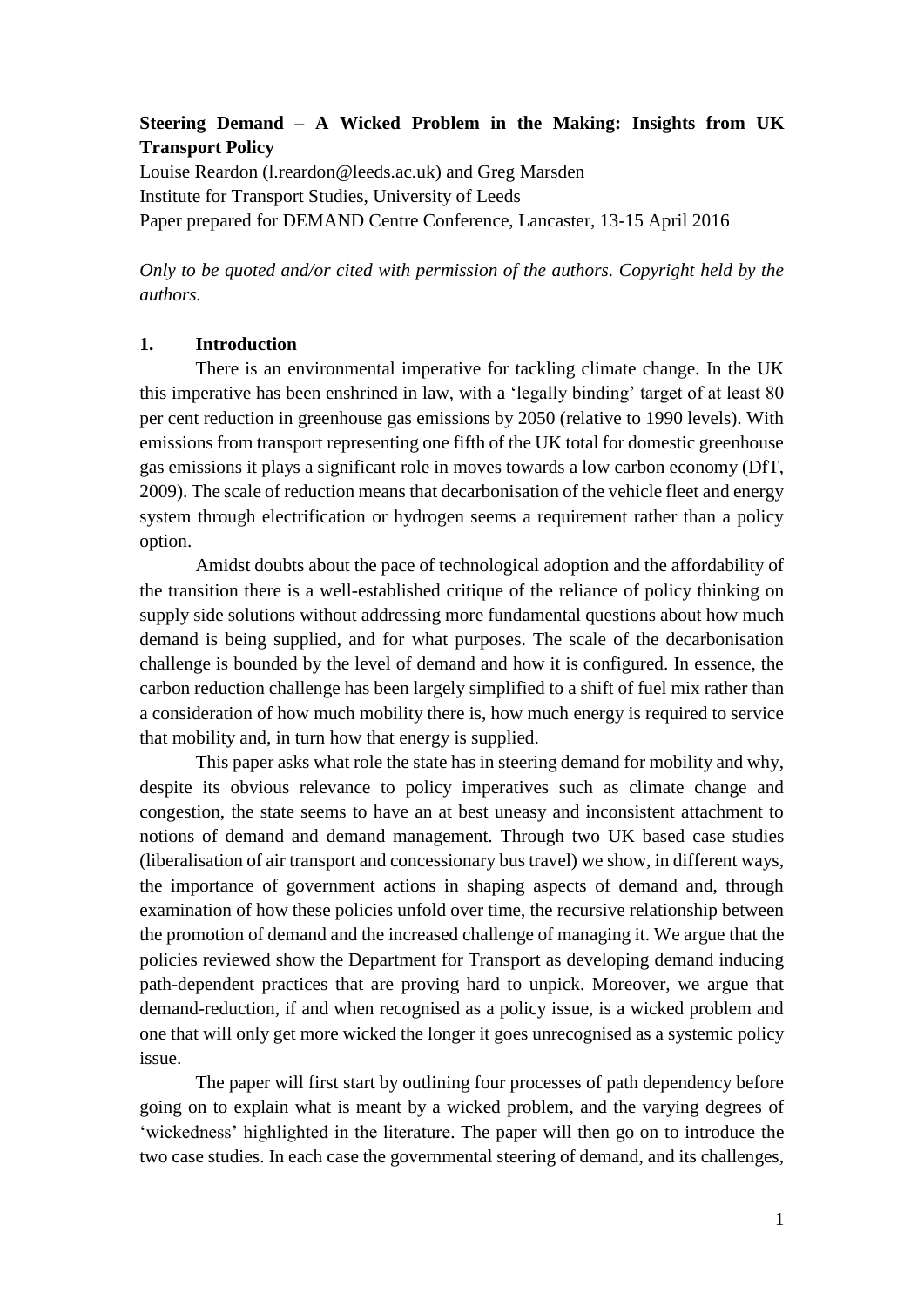**Steering Demand – A Wicked Problem in the Making: Insights from UK Transport Policy**

Louise Reardon (l.reardon@leeds.ac.uk) and Greg Marsden
Institute for Transport Studies, University of Leeds
Paper prepared for DEMAND Centre Conference, Lancaster, 13-15 April 2016

*Only to be quoted and/or cited with permission of the authors. Copyright held by the authors.*

## 1. Introduction

There is an environmental imperative for tackling climate change. In the UK this imperative has been enshrined in law, with a 'legally binding' target of at least 80 per cent reduction in greenhouse gas emissions by 2050 (relative to 1990 levels). With emissions from transport representing one fifth of the UK total for domestic greenhouse gas emissions it plays a significant role in moves towards a low carbon economy (DfT, 2009). The scale of reduction means that decarbonisation of the vehicle fleet and energy system through electrification or hydrogen seems a requirement rather than a policy option.

Amidst doubts about the pace of technological adoption and the affordability of the transition there is a well-established critique of the reliance of policy thinking on supply side solutions without addressing more fundamental questions about how much demand is being supplied, and for what purposes. The scale of the decarbonisation challenge is bounded by the level of demand and how it is configured. In essence, the carbon reduction challenge has been largely simplified to a shift of fuel mix rather than a consideration of how much mobility there is, how much energy is required to service that mobility and, in turn how that energy is supplied.

This paper asks what role the state has in steering demand for mobility and why, despite its obvious relevance to policy imperatives such as climate change and congestion, the state seems to have an at best uneasy and inconsistent attachment to notions of demand and demand management. Through two UK based case studies (liberalisation of air transport and concessionary bus travel) we show, in different ways, the importance of government actions in shaping aspects of demand and, through examination of how these policies unfold over time, the recursive relationship between the promotion of demand and the increased challenge of managing it. We argue that the policies reviewed show the Department for Transport as developing demand inducing path-dependent practices that are proving hard to unpick. Moreover, we argue that demand-reduction, if and when recognised as a policy issue, is a wicked problem and one that will only get more wicked the longer it goes unrecognised as a systemic policy issue.

The paper will first start by outlining four processes of path dependency before going on to explain what is meant by a wicked problem, and the varying degrees of 'wickedness' highlighted in the literature. The paper will then go on to introduce the two case studies. In each case the governmental steering of demand, and its challenges,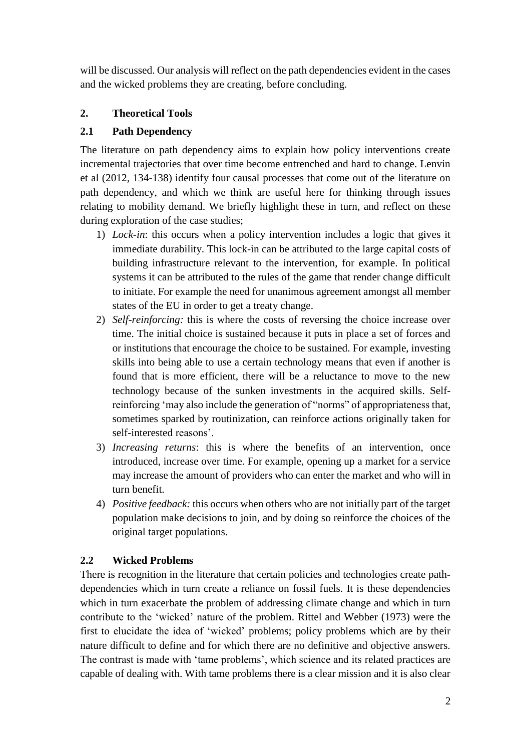will be discussed. Our analysis will reflect on the path dependencies evident in the cases and the wicked problems they are creating, before concluding.

## 2. Theoretical Tools

### 2.1 Path Dependency

The literature on path dependency aims to explain how policy interventions create incremental trajectories that over time become entrenched and hard to change. Lenvin et al (2012, 134-138) identify four causal processes that come out of the literature on path dependency, and which we think are useful here for thinking through issues relating to mobility demand. We briefly highlight these in turn, and reflect on these during exploration of the case studies;

1) *Lock-in*: this occurs when a policy intervention includes a logic that gives it immediate durability. This lock-in can be attributed to the large capital costs of building infrastructure relevant to the intervention, for example. In political systems it can be attributed to the rules of the game that render change difficult to initiate. For example the need for unanimous agreement amongst all member states of the EU in order to get a treaty change.
2) *Self-reinforcing:* this is where the costs of reversing the choice increase over time. The initial choice is sustained because it puts in place a set of forces and or institutions that encourage the choice to be sustained. For example, investing skills into being able to use a certain technology means that even if another is found that is more efficient, there will be a reluctance to move to the new technology because of the sunken investments in the acquired skills. Self-reinforcing 'may also include the generation of "norms" of appropriateness that, sometimes sparked by routinization, can reinforce actions originally taken for self-interested reasons'.
3) *Increasing returns*: this is where the benefits of an intervention, once introduced, increase over time. For example, opening up a market for a service may increase the amount of providers who can enter the market and who will in turn benefit.
4) *Positive feedback:* this occurs when others who are not initially part of the target population make decisions to join, and by doing so reinforce the choices of the original target populations.

### 2.2 Wicked Problems

There is recognition in the literature that certain policies and technologies create path-dependencies which in turn create a reliance on fossil fuels. It is these dependencies which in turn exacerbate the problem of addressing climate change and which in turn contribute to the 'wicked' nature of the problem. Rittel and Webber (1973) were the first to elucidate the idea of 'wicked' problems; policy problems which are by their nature difficult to define and for which there are no definitive and objective answers. The contrast is made with 'tame problems', which science and its related practices are capable of dealing with. With tame problems there is a clear mission and it is also clear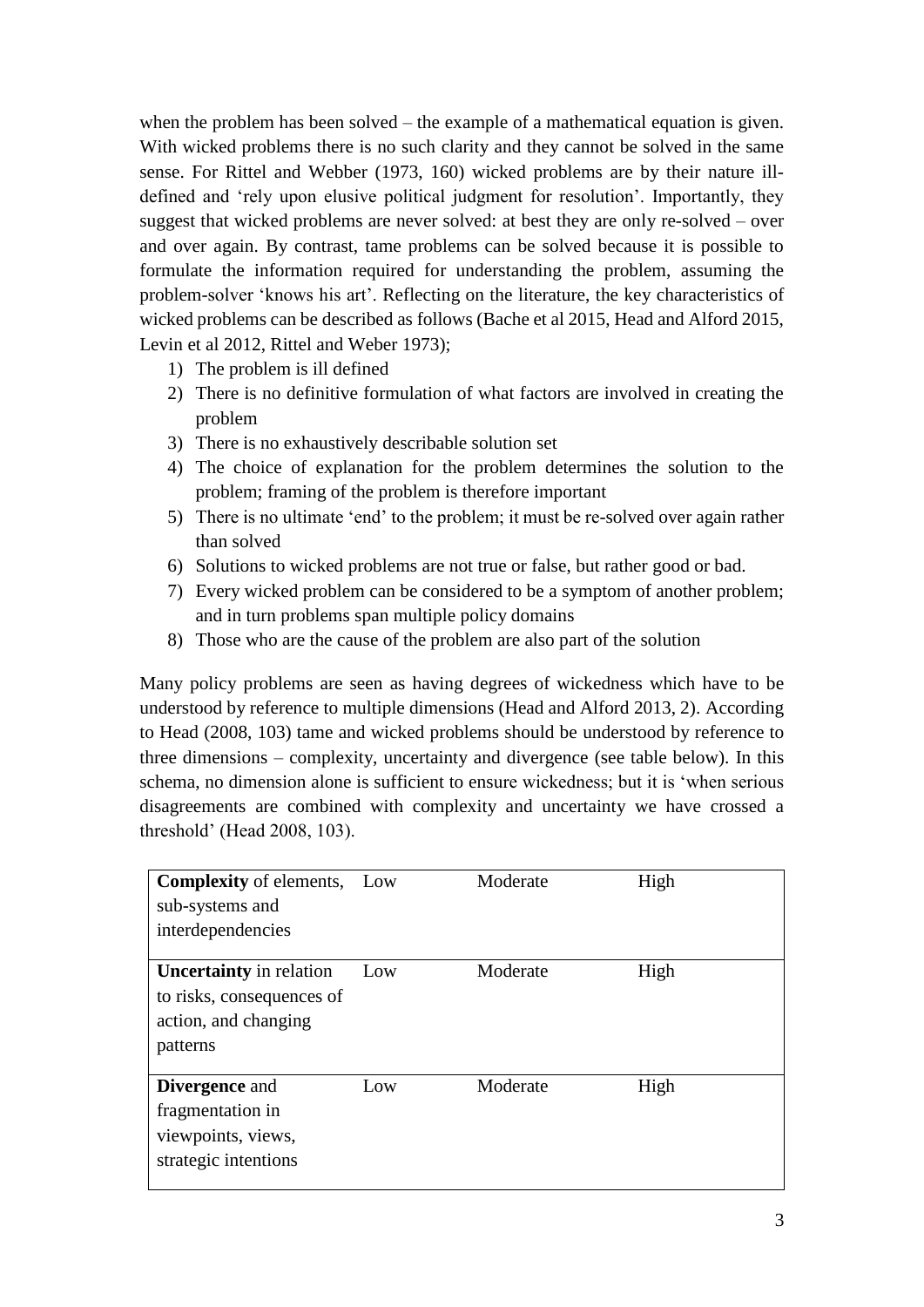when the problem has been solved – the example of a mathematical equation is given. With wicked problems there is no such clarity and they cannot be solved in the same sense. For Rittel and Webber (1973, 160) wicked problems are by their nature ill-defined and 'rely upon elusive political judgment for resolution'. Importantly, they suggest that wicked problems are never solved: at best they are only re-solved – over and over again. By contrast, tame problems can be solved because it is possible to formulate the information required for understanding the problem, assuming the problem-solver 'knows his art'. Reflecting on the literature, the key characteristics of wicked problems can be described as follows (Bache et al 2015, Head and Alford 2015, Levin et al 2012, Rittel and Weber 1973);

1) The problem is ill defined
2) There is no definitive formulation of what factors are involved in creating the problem
3) There is no exhaustively describable solution set
4) The choice of explanation for the problem determines the solution to the problem; framing of the problem is therefore important
5) There is no ultimate 'end' to the problem; it must be re-solved over again rather than solved
6) Solutions to wicked problems are not true or false, but rather good or bad.
7) Every wicked problem can be considered to be a symptom of another problem; and in turn problems span multiple policy domains
8) Those who are the cause of the problem are also part of the solution

Many policy problems are seen as having degrees of wickedness which have to be understood by reference to multiple dimensions (Head and Alford 2013, 2). According to Head (2008, 103) tame and wicked problems should be understood by reference to three dimensions – complexity, uncertainty and divergence (see table below). In this schema, no dimension alone is sufficient to ensure wickedness; but it is 'when serious disagreements are combined with complexity and uncertainty we have crossed a threshold' (Head 2008, 103).

| | | | |
|---|---|---|---|
| **Complexity** of elements, sub-systems and interdependencies | Low | Moderate | High |
| **Uncertainty** in relation to risks, consequences of action, and changing patterns | Low | Moderate | High |
| **Divergence** and fragmentation in viewpoints, views, strategic intentions | Low | Moderate | High |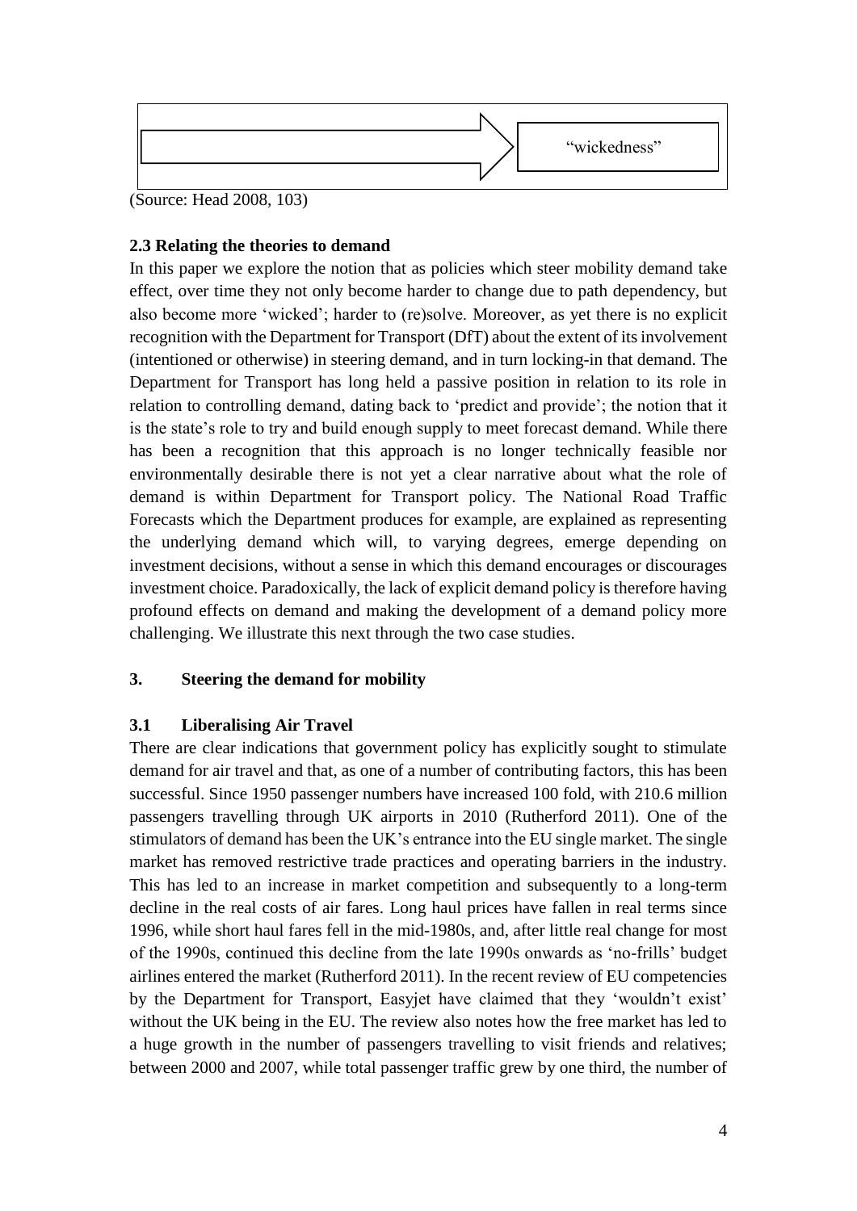"wickedness"

(Source: Head 2008, 103)

### 2.3 Relating the theories to demand

In this paper we explore the notion that as policies which steer mobility demand take effect, over time they not only become harder to change due to path dependency, but also become more 'wicked'; harder to (re)solve. Moreover, as yet there is no explicit recognition with the Department for Transport (DfT) about the extent of its involvement (intentioned or otherwise) in steering demand, and in turn locking-in that demand. The Department for Transport has long held a passive position in relation to its role in relation to controlling demand, dating back to 'predict and provide'; the notion that it is the state's role to try and build enough supply to meet forecast demand. While there has been a recognition that this approach is no longer technically feasible nor environmentally desirable there is not yet a clear narrative about what the role of demand is within Department for Transport policy. The National Road Traffic Forecasts which the Department produces for example, are explained as representing the underlying demand which will, to varying degrees, emerge depending on investment decisions, without a sense in which this demand encourages or discourages investment choice. Paradoxically, the lack of explicit demand policy is therefore having profound effects on demand and making the development of a demand policy more challenging. We illustrate this next through the two case studies.

## 3. Steering the demand for mobility

### 3.1 Liberalising Air Travel

There are clear indications that government policy has explicitly sought to stimulate demand for air travel and that, as one of a number of contributing factors, this has been successful. Since 1950 passenger numbers have increased 100 fold, with 210.6 million passengers travelling through UK airports in 2010 (Rutherford 2011). One of the stimulators of demand has been the UK's entrance into the EU single market. The single market has removed restrictive trade practices and operating barriers in the industry. This has led to an increase in market competition and subsequently to a long-term decline in the real costs of air fares. Long haul prices have fallen in real terms since 1996, while short haul fares fell in the mid-1980s, and, after little real change for most of the 1990s, continued this decline from the late 1990s onwards as 'no-frills' budget airlines entered the market (Rutherford 2011). In the recent review of EU competencies by the Department for Transport, Easyjet have claimed that they 'wouldn't exist' without the UK being in the EU. The review also notes how the free market has led to a huge growth in the number of passengers travelling to visit friends and relatives; between 2000 and 2007, while total passenger traffic grew by one third, the number of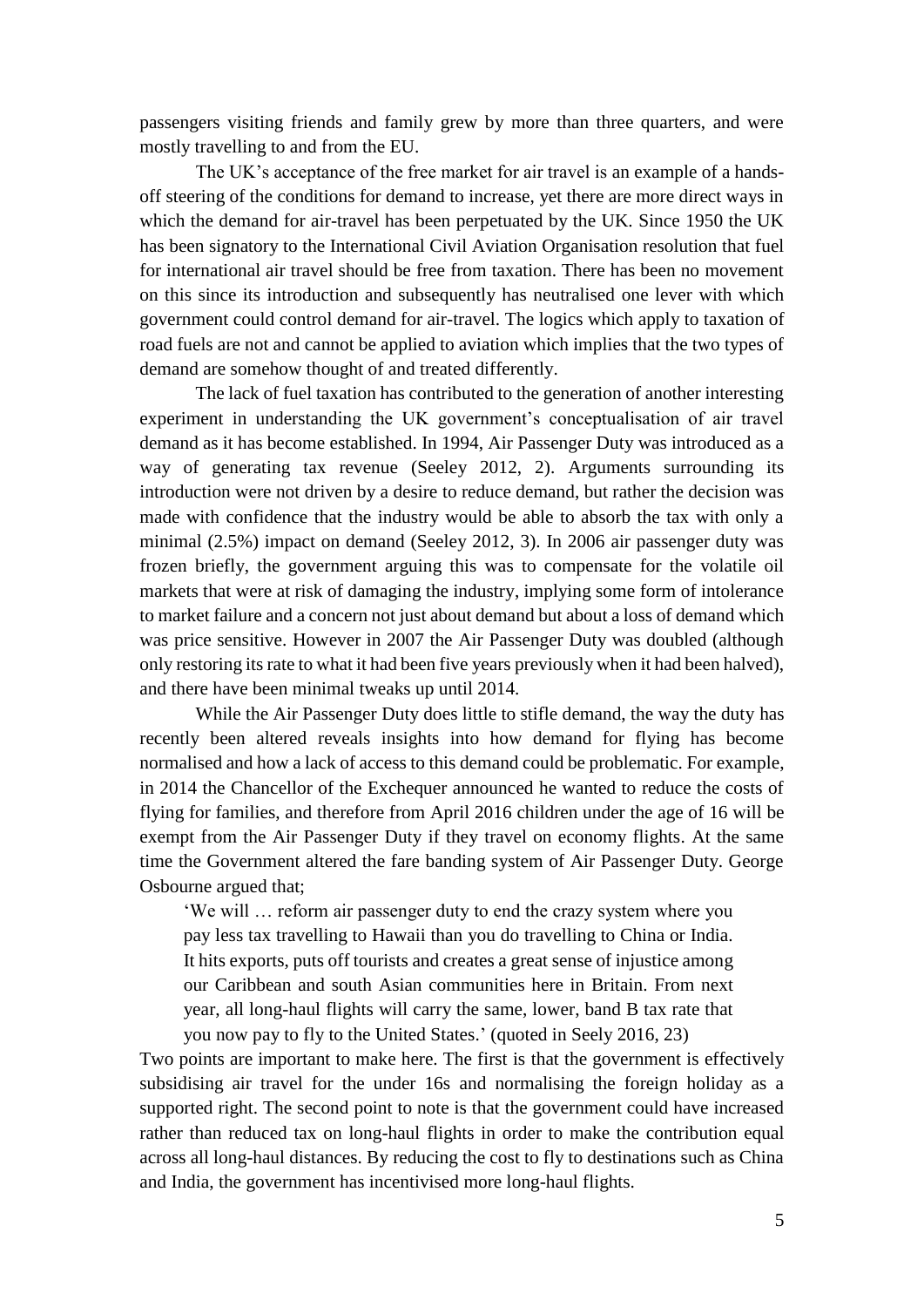passengers visiting friends and family grew by more than three quarters, and were mostly travelling to and from the EU.

The UK's acceptance of the free market for air travel is an example of a hands-off steering of the conditions for demand to increase, yet there are more direct ways in which the demand for air-travel has been perpetuated by the UK. Since 1950 the UK has been signatory to the International Civil Aviation Organisation resolution that fuel for international air travel should be free from taxation. There has been no movement on this since its introduction and subsequently has neutralised one lever with which government could control demand for air-travel. The logics which apply to taxation of road fuels are not and cannot be applied to aviation which implies that the two types of demand are somehow thought of and treated differently.

The lack of fuel taxation has contributed to the generation of another interesting experiment in understanding the UK government's conceptualisation of air travel demand as it has become established. In 1994, Air Passenger Duty was introduced as a way of generating tax revenue (Seeley 2012, 2). Arguments surrounding its introduction were not driven by a desire to reduce demand, but rather the decision was made with confidence that the industry would be able to absorb the tax with only a minimal (2.5%) impact on demand (Seeley 2012, 3). In 2006 air passenger duty was frozen briefly, the government arguing this was to compensate for the volatile oil markets that were at risk of damaging the industry, implying some form of intolerance to market failure and a concern not just about demand but about a loss of demand which was price sensitive. However in 2007 the Air Passenger Duty was doubled (although only restoring its rate to what it had been five years previously when it had been halved), and there have been minimal tweaks up until 2014.

While the Air Passenger Duty does little to stifle demand, the way the duty has recently been altered reveals insights into how demand for flying has become normalised and how a lack of access to this demand could be problematic. For example, in 2014 the Chancellor of the Exchequer announced he wanted to reduce the costs of flying for families, and therefore from April 2016 children under the age of 16 will be exempt from the Air Passenger Duty if they travel on economy flights. At the same time the Government altered the fare banding system of Air Passenger Duty. George Osbourne argued that;

> 'We will … reform air passenger duty to end the crazy system where you pay less tax travelling to Hawaii than you do travelling to China or India. It hits exports, puts off tourists and creates a great sense of injustice among our Caribbean and south Asian communities here in Britain. From next year, all long-haul flights will carry the same, lower, band B tax rate that you now pay to fly to the United States.' (quoted in Seely 2016, 23)

Two points are important to make here. The first is that the government is effectively subsidising air travel for the under 16s and normalising the foreign holiday as a supported right. The second point to note is that the government could have increased rather than reduced tax on long-haul flights in order to make the contribution equal across all long-haul distances. By reducing the cost to fly to destinations such as China and India, the government has incentivised more long-haul flights.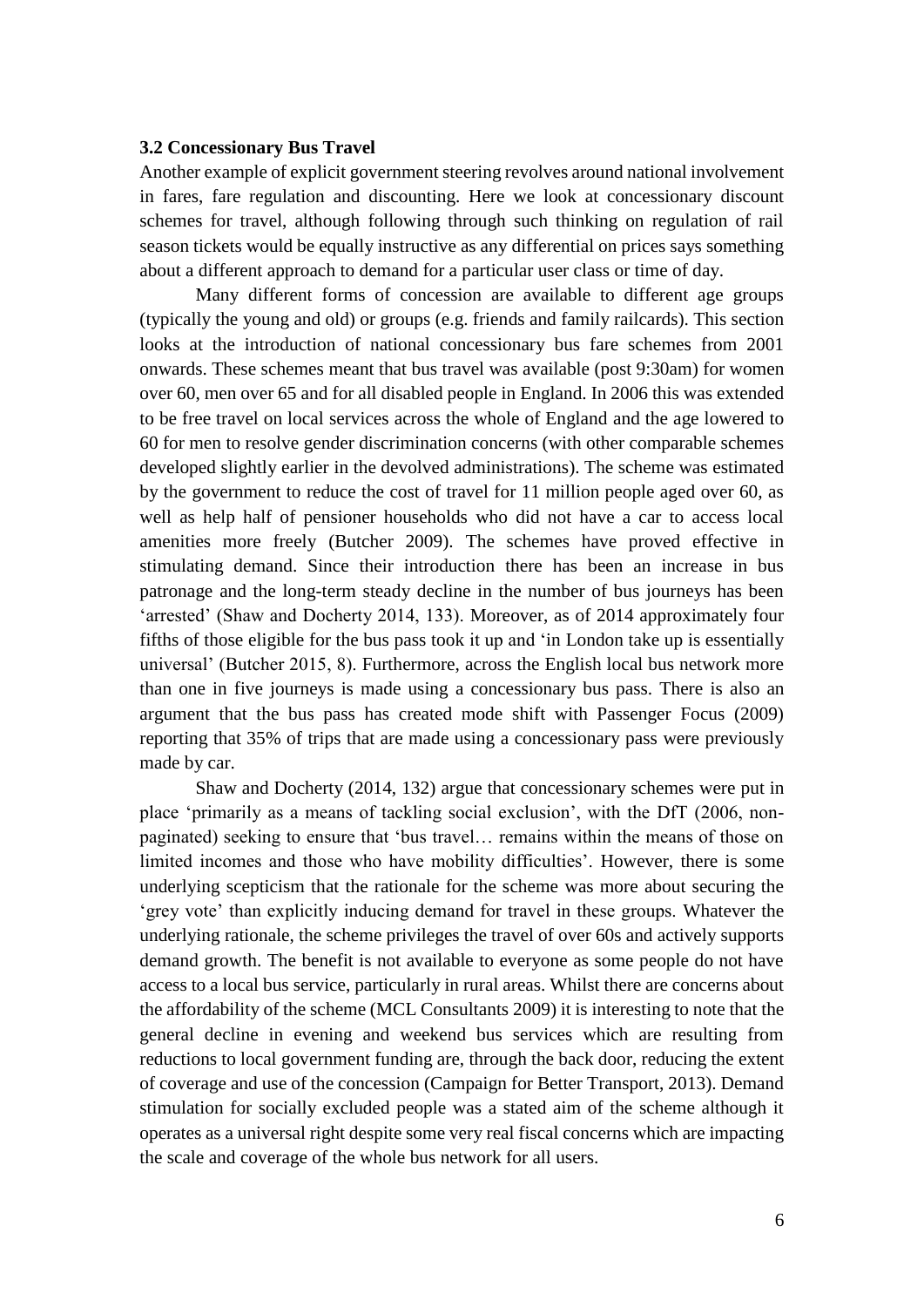**3.2 Concessionary Bus Travel**

Another example of explicit government steering revolves around national involvement in fares, fare regulation and discounting. Here we look at concessionary discount schemes for travel, although following through such thinking on regulation of rail season tickets would be equally instructive as any differential on prices says something about a different approach to demand for a particular user class or time of day.

Many different forms of concession are available to different age groups (typically the young and old) or groups (e.g. friends and family railcards). This section looks at the introduction of national concessionary bus fare schemes from 2001 onwards. These schemes meant that bus travel was available (post 9:30am) for women over 60, men over 65 and for all disabled people in England. In 2006 this was extended to be free travel on local services across the whole of England and the age lowered to 60 for men to resolve gender discrimination concerns (with other comparable schemes developed slightly earlier in the devolved administrations). The scheme was estimated by the government to reduce the cost of travel for 11 million people aged over 60, as well as help half of pensioner households who did not have a car to access local amenities more freely (Butcher 2009). The schemes have proved effective in stimulating demand. Since their introduction there has been an increase in bus patronage and the long-term steady decline in the number of bus journeys has been 'arrested' (Shaw and Docherty 2014, 133). Moreover, as of 2014 approximately four fifths of those eligible for the bus pass took it up and 'in London take up is essentially universal' (Butcher 2015, 8). Furthermore, across the English local bus network more than one in five journeys is made using a concessionary bus pass. There is also an argument that the bus pass has created mode shift with Passenger Focus (2009) reporting that 35% of trips that are made using a concessionary pass were previously made by car.

Shaw and Docherty (2014, 132) argue that concessionary schemes were put in place 'primarily as a means of tackling social exclusion', with the DfT (2006, non-paginated) seeking to ensure that 'bus travel… remains within the means of those on limited incomes and those who have mobility difficulties'. However, there is some underlying scepticism that the rationale for the scheme was more about securing the 'grey vote' than explicitly inducing demand for travel in these groups. Whatever the underlying rationale, the scheme privileges the travel of over 60s and actively supports demand growth. The benefit is not available to everyone as some people do not have access to a local bus service, particularly in rural areas. Whilst there are concerns about the affordability of the scheme (MCL Consultants 2009) it is interesting to note that the general decline in evening and weekend bus services which are resulting from reductions to local government funding are, through the back door, reducing the extent of coverage and use of the concession (Campaign for Better Transport, 2013). Demand stimulation for socially excluded people was a stated aim of the scheme although it operates as a universal right despite some very real fiscal concerns which are impacting the scale and coverage of the whole bus network for all users.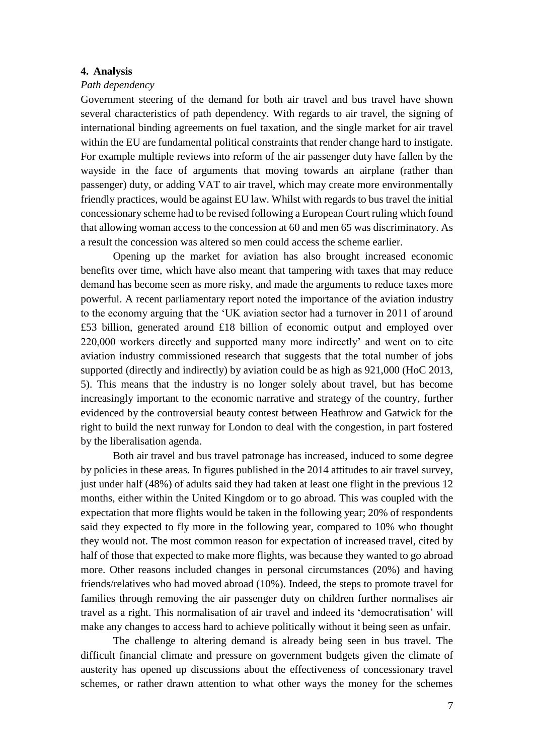## 4. Analysis

*Path dependency*

Government steering of the demand for both air travel and bus travel have shown several characteristics of path dependency. With regards to air travel, the signing of international binding agreements on fuel taxation, and the single market for air travel within the EU are fundamental political constraints that render change hard to instigate. For example multiple reviews into reform of the air passenger duty have fallen by the wayside in the face of arguments that moving towards an airplane (rather than passenger) duty, or adding VAT to air travel, which may create more environmentally friendly practices, would be against EU law. Whilst with regards to bus travel the initial concessionary scheme had to be revised following a European Court ruling which found that allowing woman access to the concession at 60 and men 65 was discriminatory. As a result the concession was altered so men could access the scheme earlier.

Opening up the market for aviation has also brought increased economic benefits over time, which have also meant that tampering with taxes that may reduce demand has become seen as more risky, and made the arguments to reduce taxes more powerful. A recent parliamentary report noted the importance of the aviation industry to the economy arguing that the 'UK aviation sector had a turnover in 2011 of around £53 billion, generated around £18 billion of economic output and employed over 220,000 workers directly and supported many more indirectly' and went on to cite aviation industry commissioned research that suggests that the total number of jobs supported (directly and indirectly) by aviation could be as high as 921,000 (HoC 2013, 5). This means that the industry is no longer solely about travel, but has become increasingly important to the economic narrative and strategy of the country, further evidenced by the controversial beauty contest between Heathrow and Gatwick for the right to build the next runway for London to deal with the congestion, in part fostered by the liberalisation agenda.

Both air travel and bus travel patronage has increased, induced to some degree by policies in these areas. In figures published in the 2014 attitudes to air travel survey, just under half (48%) of adults said they had taken at least one flight in the previous 12 months, either within the United Kingdom or to go abroad. This was coupled with the expectation that more flights would be taken in the following year; 20% of respondents said they expected to fly more in the following year, compared to 10% who thought they would not. The most common reason for expectation of increased travel, cited by half of those that expected to make more flights, was because they wanted to go abroad more. Other reasons included changes in personal circumstances (20%) and having friends/relatives who had moved abroad (10%). Indeed, the steps to promote travel for families through removing the air passenger duty on children further normalises air travel as a right. This normalisation of air travel and indeed its 'democratisation' will make any changes to access hard to achieve politically without it being seen as unfair.

The challenge to altering demand is already being seen in bus travel. The difficult financial climate and pressure on government budgets given the climate of austerity has opened up discussions about the effectiveness of concessionary travel schemes, or rather drawn attention to what other ways the money for the schemes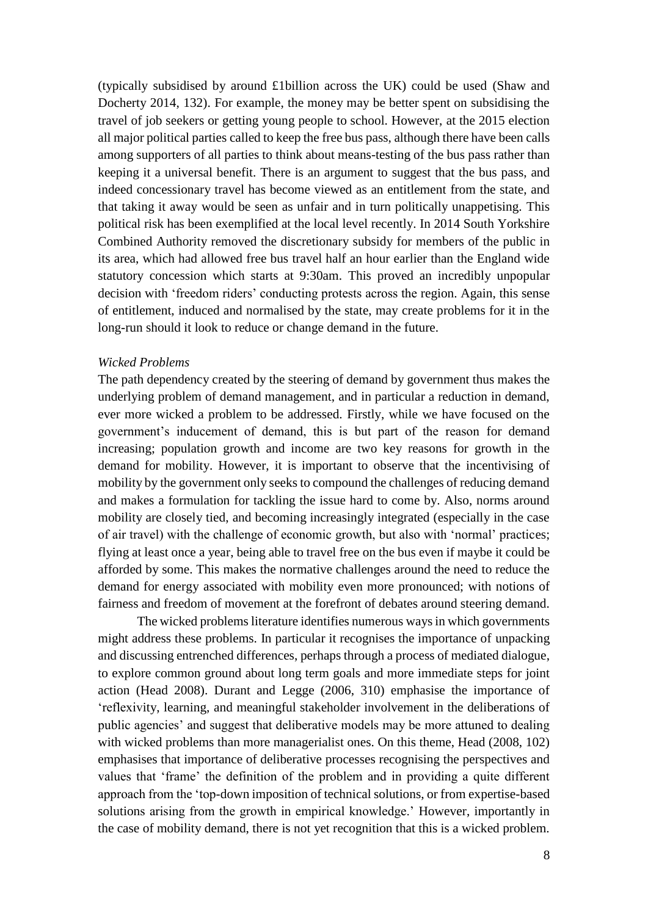(typically subsidised by around £1billion across the UK) could be used (Shaw and Docherty 2014, 132). For example, the money may be better spent on subsidising the travel of job seekers or getting young people to school. However, at the 2015 election all major political parties called to keep the free bus pass, although there have been calls among supporters of all parties to think about means-testing of the bus pass rather than keeping it a universal benefit. There is an argument to suggest that the bus pass, and indeed concessionary travel has become viewed as an entitlement from the state, and that taking it away would be seen as unfair and in turn politically unappetising. This political risk has been exemplified at the local level recently. In 2014 South Yorkshire Combined Authority removed the discretionary subsidy for members of the public in its area, which had allowed free bus travel half an hour earlier than the England wide statutory concession which starts at 9:30am. This proved an incredibly unpopular decision with 'freedom riders' conducting protests across the region. Again, this sense of entitlement, induced and normalised by the state, may create problems for it in the long-run should it look to reduce or change demand in the future.

*Wicked Problems*

The path dependency created by the steering of demand by government thus makes the underlying problem of demand management, and in particular a reduction in demand, ever more wicked a problem to be addressed. Firstly, while we have focused on the government's inducement of demand, this is but part of the reason for demand increasing; population growth and income are two key reasons for growth in the demand for mobility. However, it is important to observe that the incentivising of mobility by the government only seeks to compound the challenges of reducing demand and makes a formulation for tackling the issue hard to come by. Also, norms around mobility are closely tied, and becoming increasingly integrated (especially in the case of air travel) with the challenge of economic growth, but also with 'normal' practices; flying at least once a year, being able to travel free on the bus even if maybe it could be afforded by some. This makes the normative challenges around the need to reduce the demand for energy associated with mobility even more pronounced; with notions of fairness and freedom of movement at the forefront of debates around steering demand.

The wicked problems literature identifies numerous ways in which governments might address these problems. In particular it recognises the importance of unpacking and discussing entrenched differences, perhaps through a process of mediated dialogue, to explore common ground about long term goals and more immediate steps for joint action (Head 2008). Durant and Legge (2006, 310) emphasise the importance of 'reflexivity, learning, and meaningful stakeholder involvement in the deliberations of public agencies' and suggest that deliberative models may be more attuned to dealing with wicked problems than more managerialist ones. On this theme, Head (2008, 102) emphasises that importance of deliberative processes recognising the perspectives and values that 'frame' the definition of the problem and in providing a quite different approach from the 'top-down imposition of technical solutions, or from expertise-based solutions arising from the growth in empirical knowledge.' However, importantly in the case of mobility demand, there is not yet recognition that this is a wicked problem.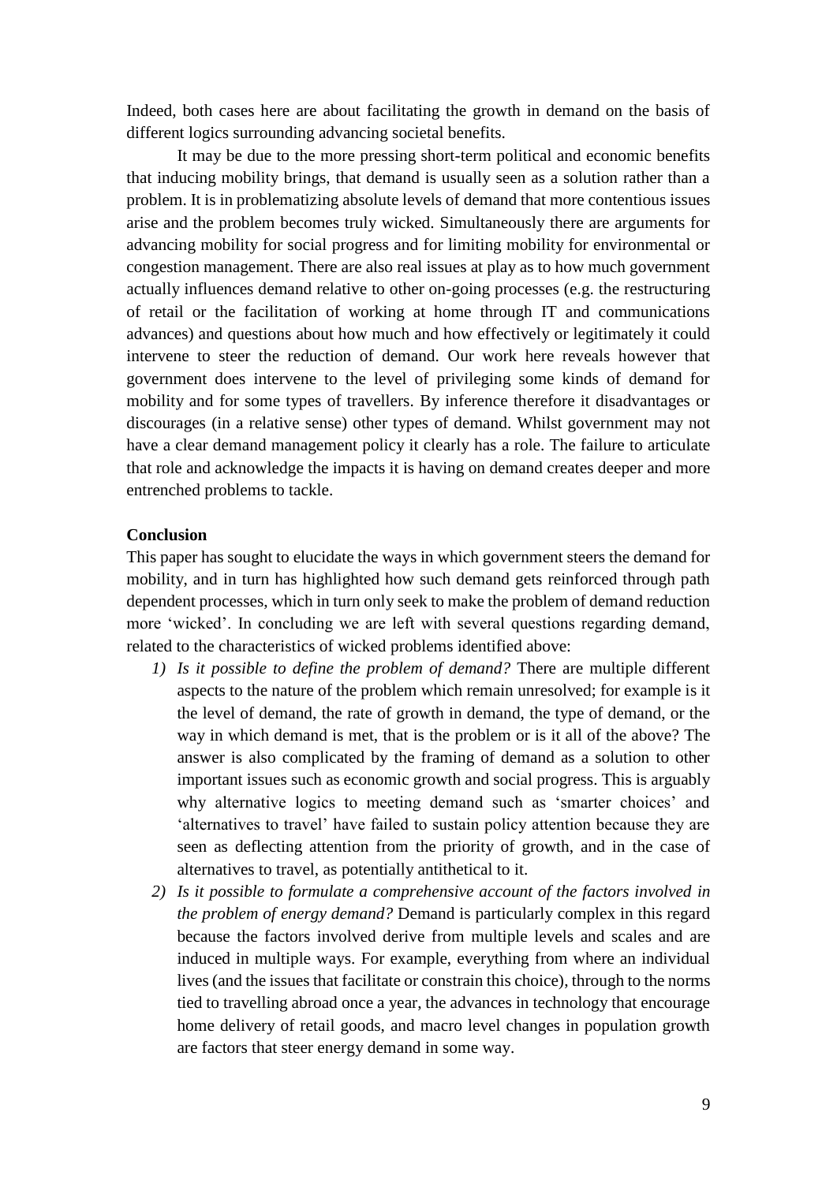Indeed, both cases here are about facilitating the growth in demand on the basis of different logics surrounding advancing societal benefits.

It may be due to the more pressing short-term political and economic benefits that inducing mobility brings, that demand is usually seen as a solution rather than a problem. It is in problematizing absolute levels of demand that more contentious issues arise and the problem becomes truly wicked. Simultaneously there are arguments for advancing mobility for social progress and for limiting mobility for environmental or congestion management. There are also real issues at play as to how much government actually influences demand relative to other on-going processes (e.g. the restructuring of retail or the facilitation of working at home through IT and communications advances) and questions about how much and how effectively or legitimately it could intervene to steer the reduction of demand. Our work here reveals however that government does intervene to the level of privileging some kinds of demand for mobility and for some types of travellers. By inference therefore it disadvantages or discourages (in a relative sense) other types of demand. Whilst government may not have a clear demand management policy it clearly has a role. The failure to articulate that role and acknowledge the impacts it is having on demand creates deeper and more entrenched problems to tackle.

**Conclusion**

This paper has sought to elucidate the ways in which government steers the demand for mobility, and in turn has highlighted how such demand gets reinforced through path dependent processes, which in turn only seek to make the problem of demand reduction more 'wicked'. In concluding we are left with several questions regarding demand, related to the characteristics of wicked problems identified above:

1) *Is it possible to define the problem of demand?* There are multiple different aspects to the nature of the problem which remain unresolved; for example is it the level of demand, the rate of growth in demand, the type of demand, or the way in which demand is met, that is the problem or is it all of the above? The answer is also complicated by the framing of demand as a solution to other important issues such as economic growth and social progress. This is arguably why alternative logics to meeting demand such as 'smarter choices' and 'alternatives to travel' have failed to sustain policy attention because they are seen as deflecting attention from the priority of growth, and in the case of alternatives to travel, as potentially antithetical to it.
2) *Is it possible to formulate a comprehensive account of the factors involved in the problem of energy demand?* Demand is particularly complex in this regard because the factors involved derive from multiple levels and scales and are induced in multiple ways. For example, everything from where an individual lives (and the issues that facilitate or constrain this choice), through to the norms tied to travelling abroad once a year, the advances in technology that encourage home delivery of retail goods, and macro level changes in population growth are factors that steer energy demand in some way.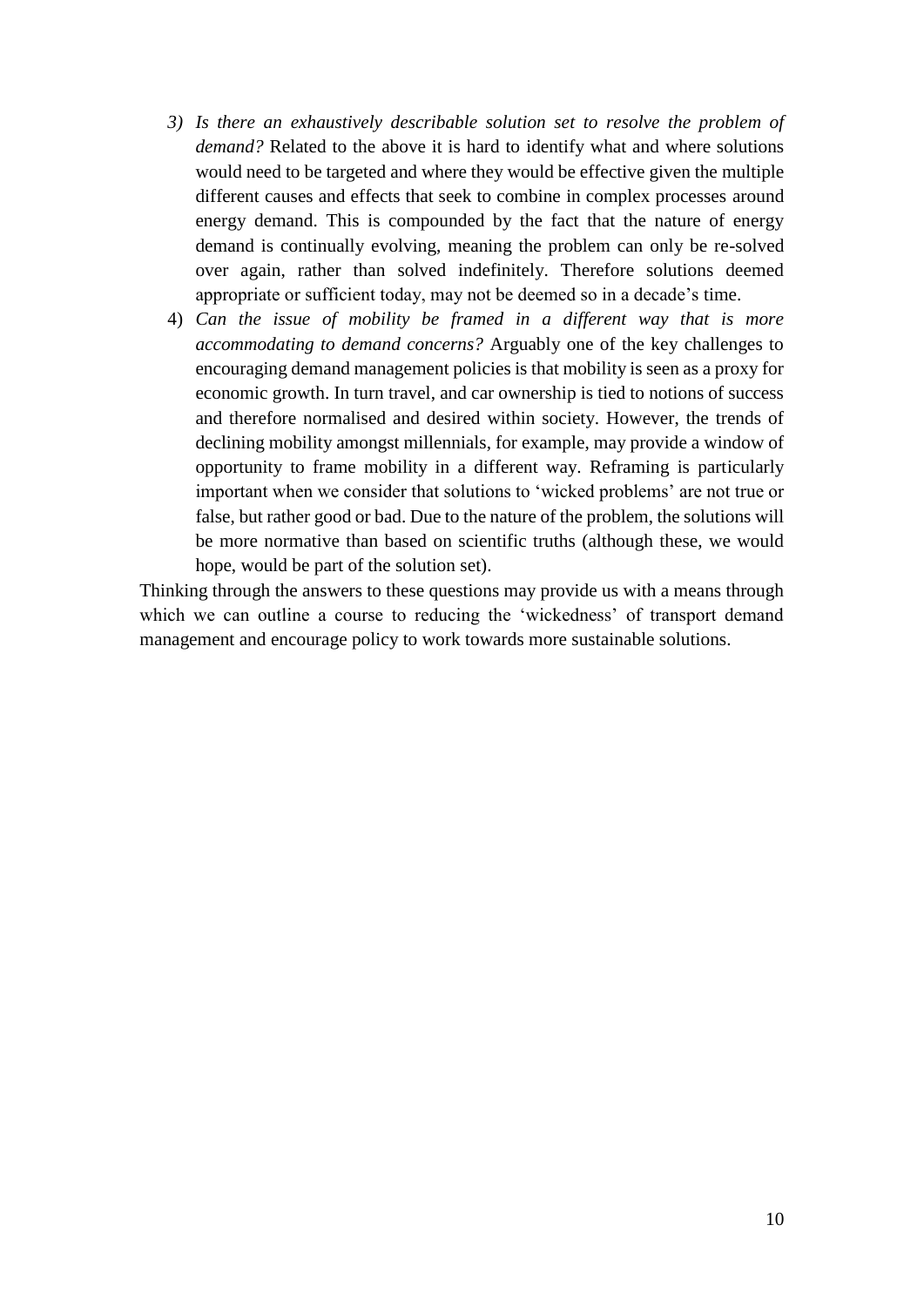3) *Is there an exhaustively describable solution set to resolve the problem of demand?* Related to the above it is hard to identify what and where solutions would need to be targeted and where they would be effective given the multiple different causes and effects that seek to combine in complex processes around energy demand. This is compounded by the fact that the nature of energy demand is continually evolving, meaning the problem can only be re-solved over again, rather than solved indefinitely. Therefore solutions deemed appropriate or sufficient today, may not be deemed so in a decade's time.
4) *Can the issue of mobility be framed in a different way that is more accommodating to demand concerns?* Arguably one of the key challenges to encouraging demand management policies is that mobility is seen as a proxy for economic growth. In turn travel, and car ownership is tied to notions of success and therefore normalised and desired within society. However, the trends of declining mobility amongst millennials, for example, may provide a window of opportunity to frame mobility in a different way. Reframing is particularly important when we consider that solutions to 'wicked problems' are not true or false, but rather good or bad. Due to the nature of the problem, the solutions will be more normative than based on scientific truths (although these, we would hope, would be part of the solution set).

Thinking through the answers to these questions may provide us with a means through which we can outline a course to reducing the 'wickedness' of transport demand management and encourage policy to work towards more sustainable solutions.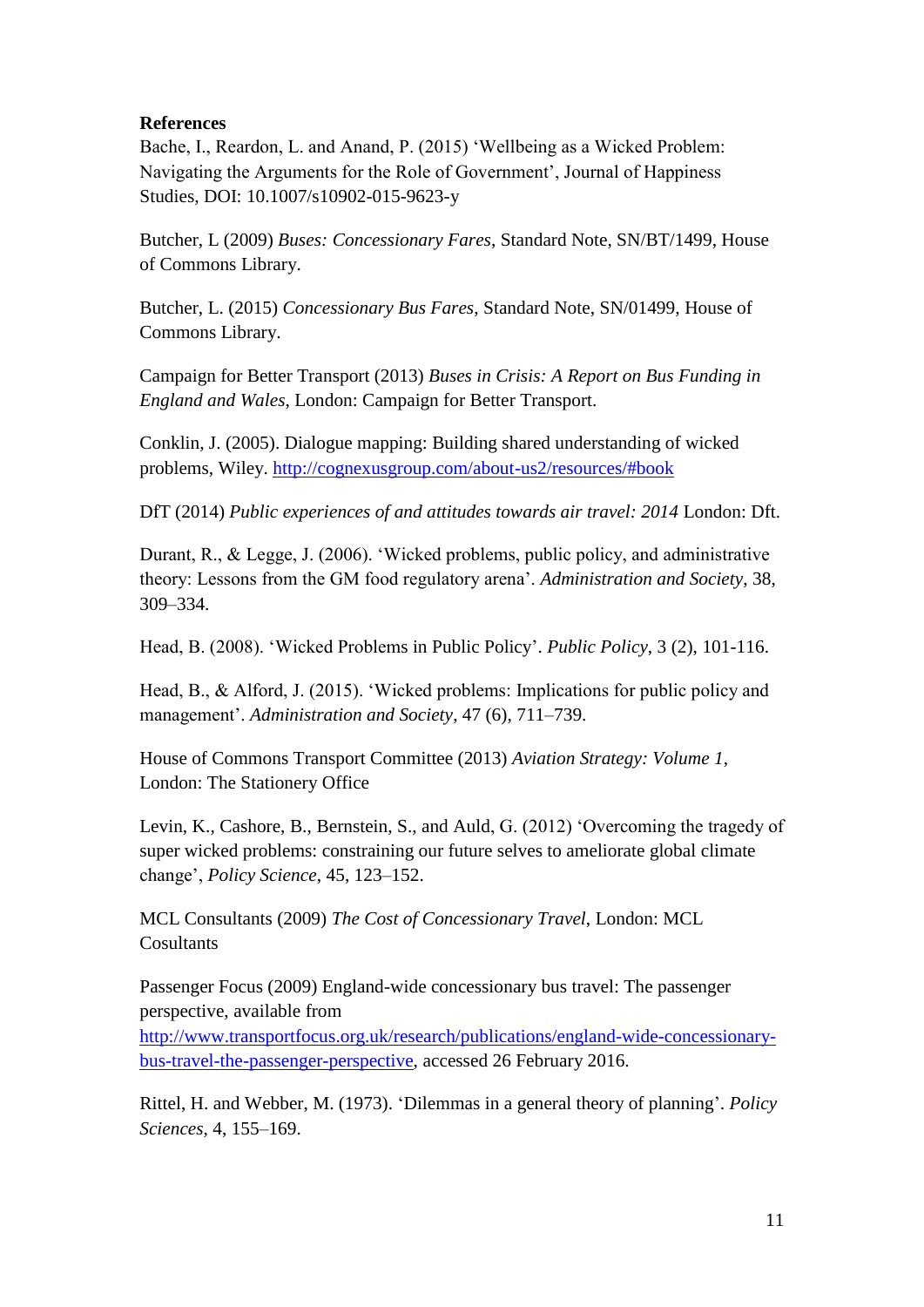**References**

Bache, I., Reardon, L. and Anand, P. (2015) 'Wellbeing as a Wicked Problem: Navigating the Arguments for the Role of Government', Journal of Happiness Studies, DOI: 10.1007/s10902-015-9623-y

Butcher, L (2009) *Buses: Concessionary Fares*, Standard Note, SN/BT/1499, House of Commons Library.

Butcher, L. (2015) *Concessionary Bus Fares*, Standard Note, SN/01499, House of Commons Library.

Campaign for Better Transport (2013) *Buses in Crisis: A Report on Bus Funding in England and Wales*, London: Campaign for Better Transport.

Conklin, J. (2005). Dialogue mapping: Building shared understanding of wicked problems, Wiley. http://cognexusgroup.com/about-us2/resources/#book

DfT (2014) *Public experiences of and attitudes towards air travel: 2014* London: Dft.

Durant, R., & Legge, J. (2006). 'Wicked problems, public policy, and administrative theory: Lessons from the GM food regulatory arena'. *Administration and Society*, 38, 309–334.

Head, B. (2008). 'Wicked Problems in Public Policy'. *Public Policy*, 3 (2), 101-116.

Head, B., & Alford, J. (2015). 'Wicked problems: Implications for public policy and management'. *Administration and Society*, 47 (6), 711–739.

House of Commons Transport Committee (2013) *Aviation Strategy: Volume 1*, London: The Stationery Office

Levin, K., Cashore, B., Bernstein, S., and Auld, G. (2012) 'Overcoming the tragedy of super wicked problems: constraining our future selves to ameliorate global climate change', *Policy Science*, 45, 123–152.

MCL Consultants (2009) *The Cost of Concessionary Travel*, London: MCL Cosultants

Passenger Focus (2009) England-wide concessionary bus travel: The passenger perspective, available from http://www.transportfocus.org.uk/research/publications/england-wide-concessionary-bus-travel-the-passenger-perspective, accessed 26 February 2016.

Rittel, H. and Webber, M. (1973). 'Dilemmas in a general theory of planning'. *Policy Sciences*, 4, 155–169.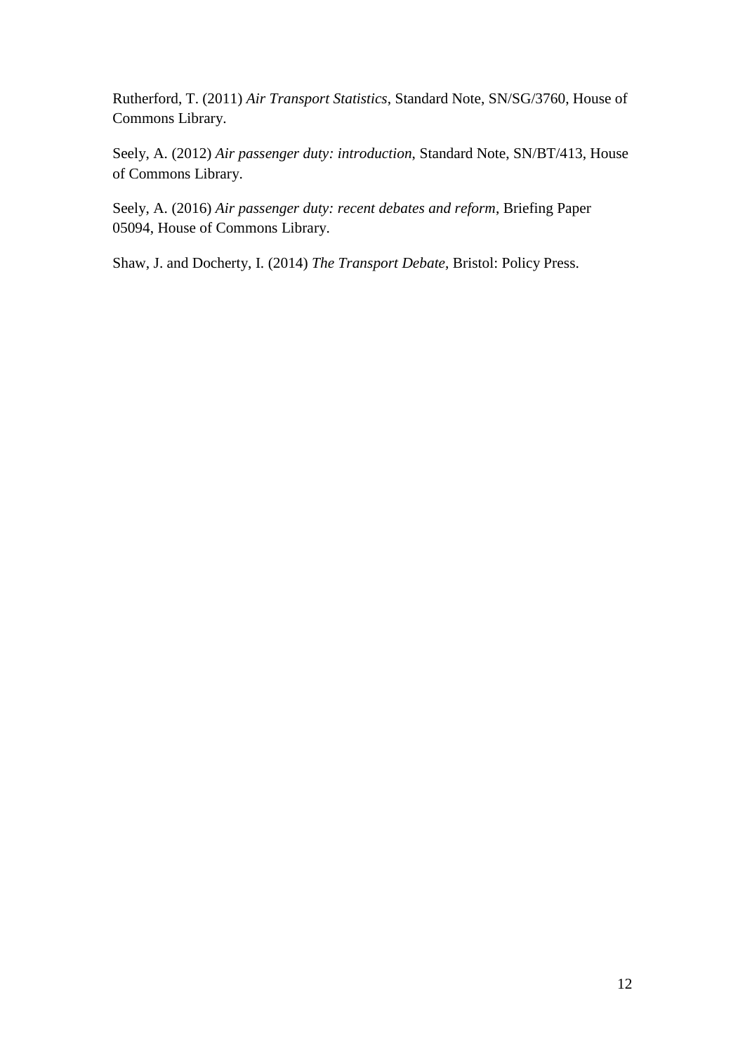Rutherford, T. (2011) *Air Transport Statistics*, Standard Note, SN/SG/3760, House of Commons Library.

Seely, A. (2012) *Air passenger duty: introduction*, Standard Note, SN/BT/413, House of Commons Library.

Seely, A. (2016) *Air passenger duty: recent debates and reform*, Briefing Paper 05094, House of Commons Library.

Shaw, J. and Docherty, I. (2014) *The Transport Debate*, Bristol: Policy Press.